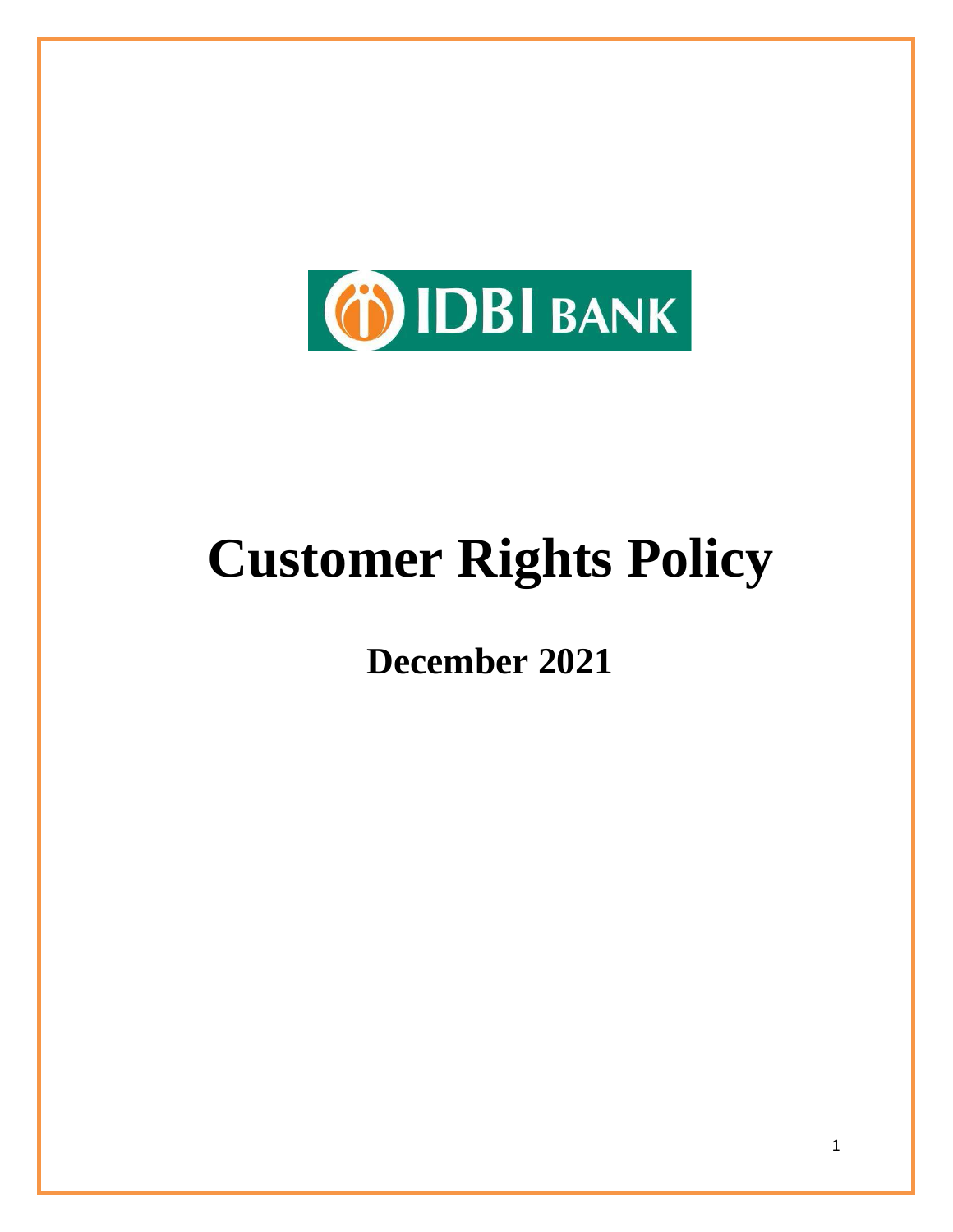IDBI BANK

# Customer Rights Policy

## December 2021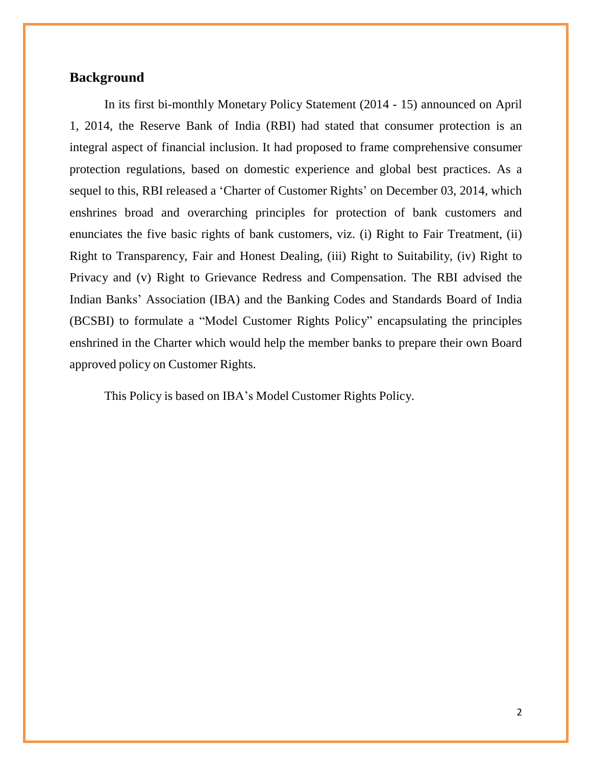## Background

In its first bi-monthly Monetary Policy Statement (2014 - 15) announced on April 1, 2014, the Reserve Bank of India (RBI) had stated that consumer protection is an integral aspect of financial inclusion. It had proposed to frame comprehensive consumer protection regulations, based on domestic experience and global best practices. As a sequel to this, RBI released a 'Charter of Customer Rights' on December 03, 2014, which enshrines broad and overarching principles for protection of bank customers and enunciates the five basic rights of bank customers, viz. (i) Right to Fair Treatment, (ii) Right to Transparency, Fair and Honest Dealing, (iii) Right to Suitability, (iv) Right to Privacy and (v) Right to Grievance Redress and Compensation. The RBI advised the Indian Banks' Association (IBA) and the Banking Codes and Standards Board of India (BCSBI) to formulate a "Model Customer Rights Policy" encapsulating the principles enshrined in the Charter which would help the member banks to prepare their own Board approved policy on Customer Rights.

This Policy is based on IBA's Model Customer Rights Policy.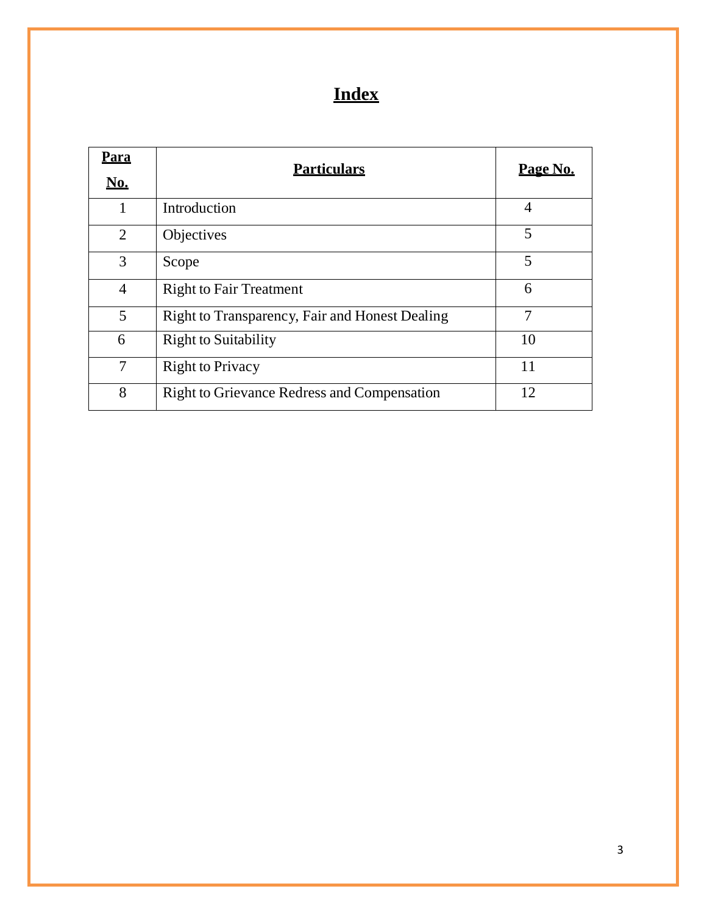# Index

| Para No. | Particulars | Page No. |
|---|---|---|
| 1 | Introduction | 4 |
| 2 | Objectives | 5 |
| 3 | Scope | 5 |
| 4 | Right to Fair Treatment | 6 |
| 5 | Right to Transparency, Fair and Honest Dealing | 7 |
| 6 | Right to Suitability | 10 |
| 7 | Right to Privacy | 11 |
| 8 | Right to Grievance Redress and Compensation | 12 |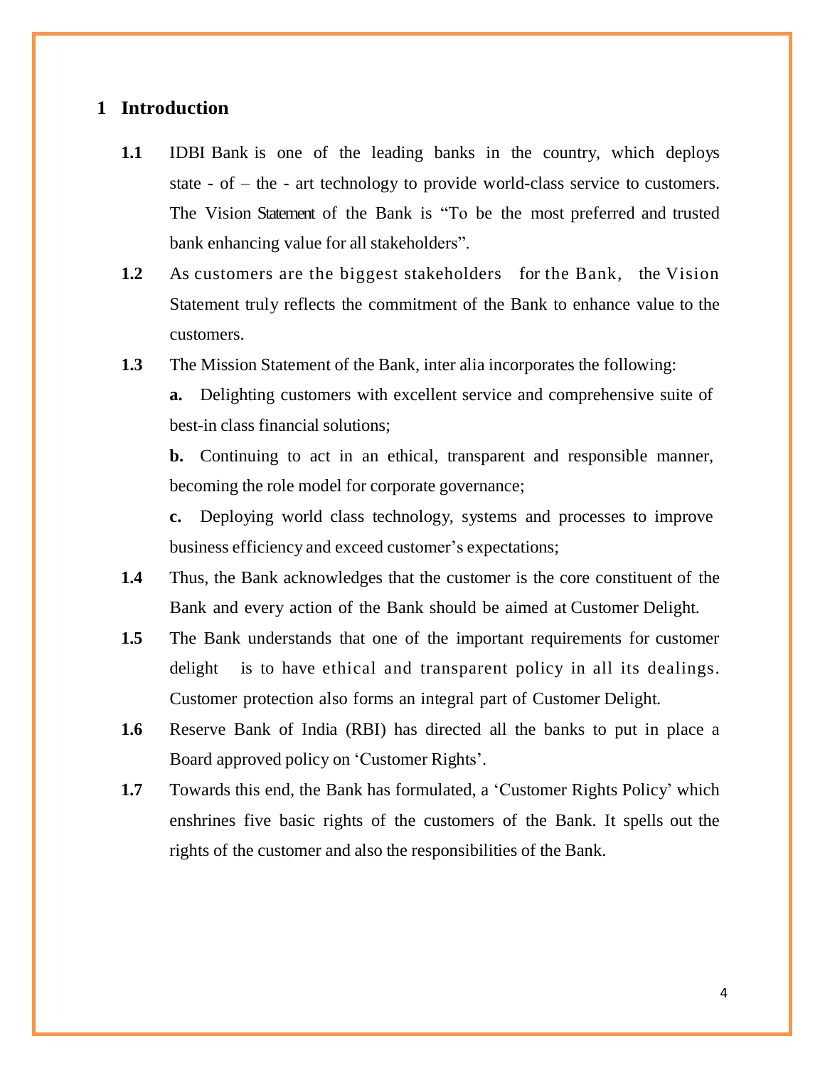## 1 Introduction

**1.1** IDBI Bank is one of the leading banks in the country, which deploys state - of – the - art technology to provide world-class service to customers. The Vision Statement of the Bank is "To be the most preferred and trusted bank enhancing value for all stakeholders".

**1.2** As customers are the biggest stakeholders for the Bank, the Vision Statement truly reflects the commitment of the Bank to enhance value to the customers.

**1.3** The Mission Statement of the Bank, inter alia incorporates the following:

**a.** Delighting customers with excellent service and comprehensive suite of best-in class financial solutions;

**b.** Continuing to act in an ethical, transparent and responsible manner, becoming the role model for corporate governance;

**c.** Deploying world class technology, systems and processes to improve business efficiency and exceed customer's expectations;

**1.4** Thus, the Bank acknowledges that the customer is the core constituent of the Bank and every action of the Bank should be aimed at Customer Delight.

**1.5** The Bank understands that one of the important requirements for customer delight is to have ethical and transparent policy in all its dealings. Customer protection also forms an integral part of Customer Delight.

**1.6** Reserve Bank of India (RBI) has directed all the banks to put in place a Board approved policy on 'Customer Rights'.

**1.7** Towards this end, the Bank has formulated, a 'Customer Rights Policy' which enshrines five basic rights of the customers of the Bank. It spells out the rights of the customer and also the responsibilities of the Bank.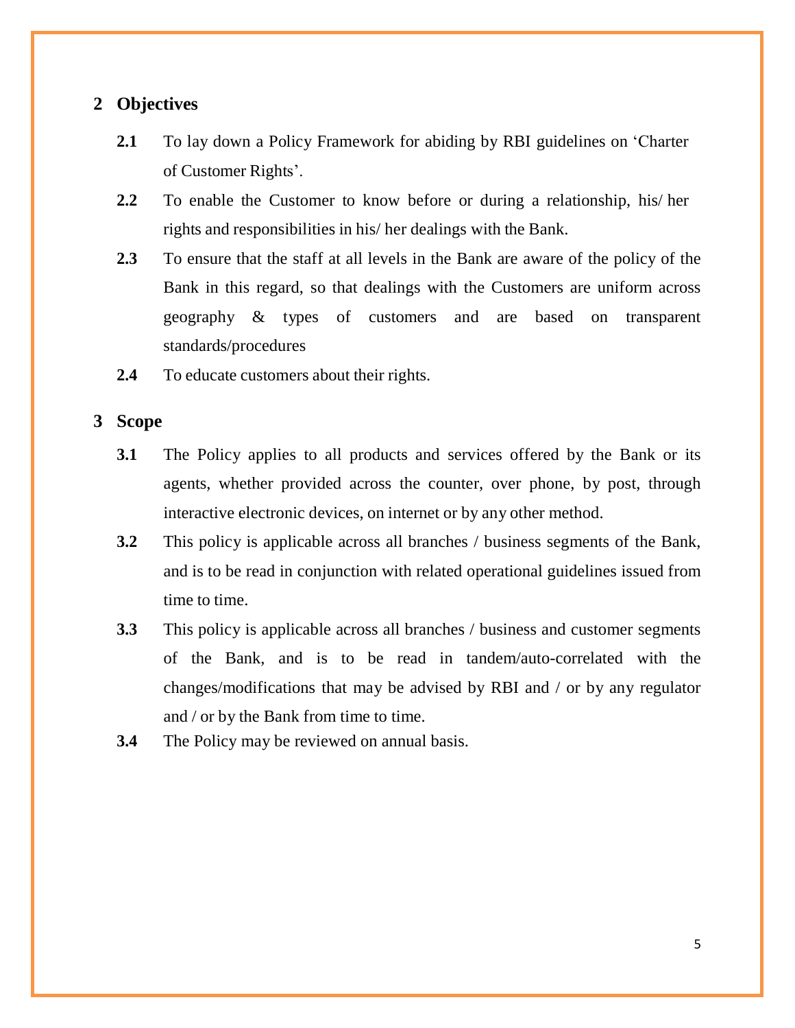## 2 Objectives

**2.1** To lay down a Policy Framework for abiding by RBI guidelines on 'Charter of Customer Rights'.

**2.2** To enable the Customer to know before or during a relationship, his/ her rights and responsibilities in his/ her dealings with the Bank.

**2.3** To ensure that the staff at all levels in the Bank are aware of the policy of the Bank in this regard, so that dealings with the Customers are uniform across geography & types of customers and are based on transparent standards/procedures

**2.4** To educate customers about their rights.

## 3 Scope

**3.1** The Policy applies to all products and services offered by the Bank or its agents, whether provided across the counter, over phone, by post, through interactive electronic devices, on internet or by any other method.

**3.2** This policy is applicable across all branches / business segments of the Bank, and is to be read in conjunction with related operational guidelines issued from time to time.

**3.3** This policy is applicable across all branches / business and customer segments of the Bank, and is to be read in tandem/auto-correlated with the changes/modifications that may be advised by RBI and / or by any regulator and / or by the Bank from time to time.

**3.4** The Policy may be reviewed on annual basis.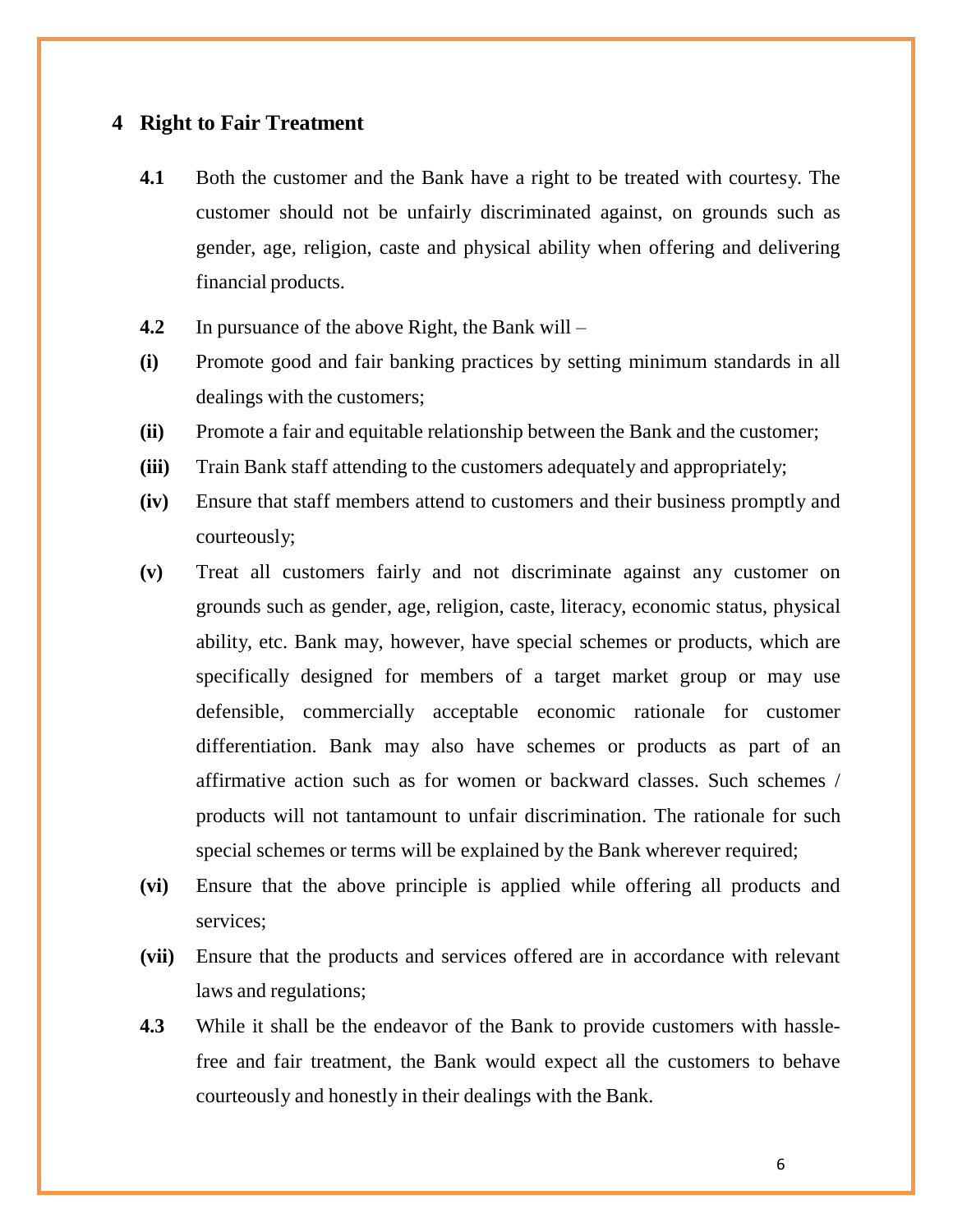## 4 Right to Fair Treatment

**4.1** Both the customer and the Bank have a right to be treated with courtesy. The customer should not be unfairly discriminated against, on grounds such as gender, age, religion, caste and physical ability when offering and delivering financial products.

**4.2** In pursuance of the above Right, the Bank will –

**(i)** Promote good and fair banking practices by setting minimum standards in all dealings with the customers;

**(ii)** Promote a fair and equitable relationship between the Bank and the customer;

**(iii)** Train Bank staff attending to the customers adequately and appropriately;

**(iv)** Ensure that staff members attend to customers and their business promptly and courteously;

**(v)** Treat all customers fairly and not discriminate against any customer on grounds such as gender, age, religion, caste, literacy, economic status, physical ability, etc. Bank may, however, have special schemes or products, which are specifically designed for members of a target market group or may use defensible, commercially acceptable economic rationale for customer differentiation. Bank may also have schemes or products as part of an affirmative action such as for women or backward classes. Such schemes / products will not tantamount to unfair discrimination. The rationale for such special schemes or terms will be explained by the Bank wherever required;

**(vi)** Ensure that the above principle is applied while offering all products and services;

**(vii)** Ensure that the products and services offered are in accordance with relevant laws and regulations;

**4.3** While it shall be the endeavor of the Bank to provide customers with hassle-free and fair treatment, the Bank would expect all the customers to behave courteously and honestly in their dealings with the Bank.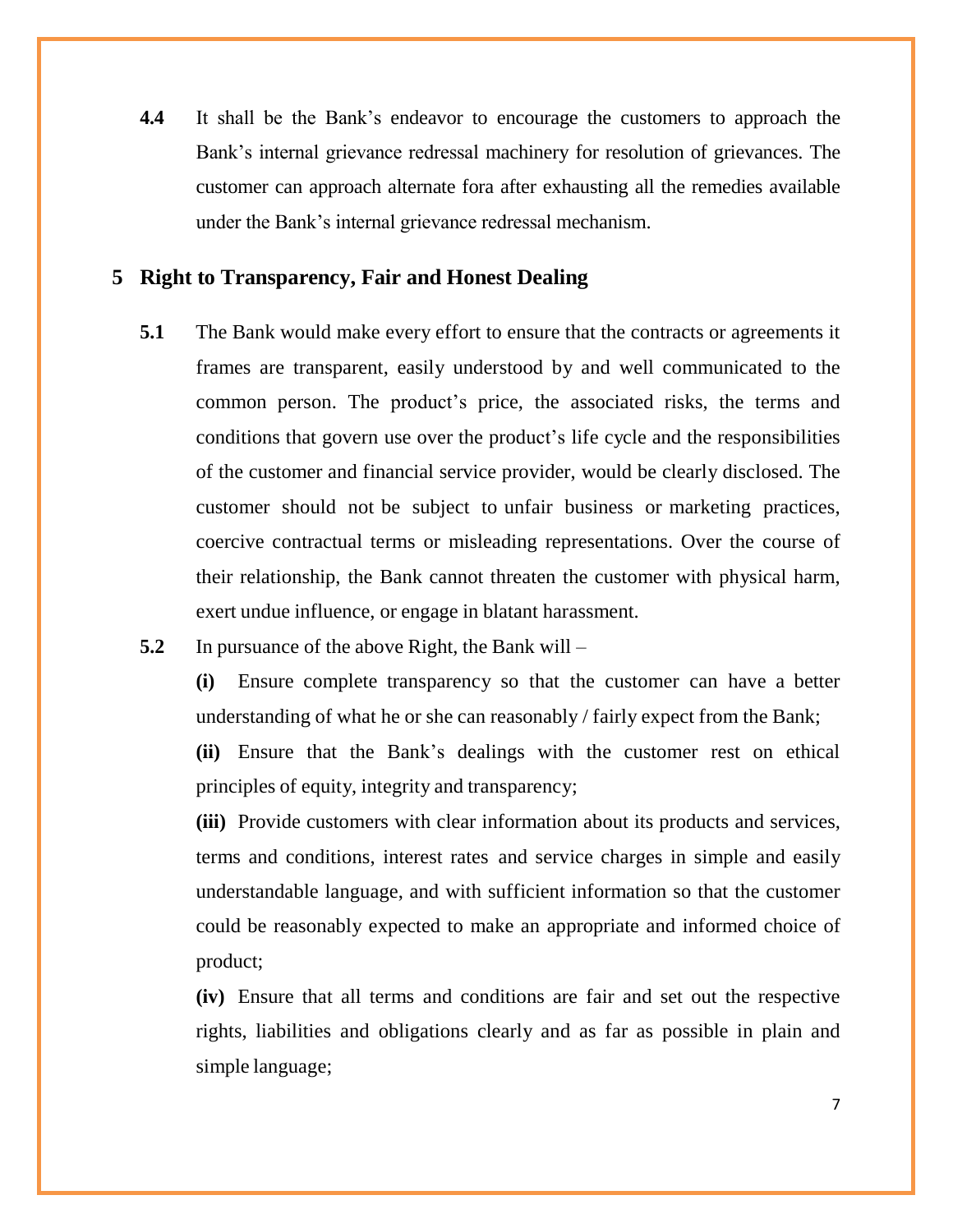**4.4** It shall be the Bank's endeavor to encourage the customers to approach the Bank's internal grievance redressal machinery for resolution of grievances. The customer can approach alternate fora after exhausting all the remedies available under the Bank's internal grievance redressal mechanism.

## 5 Right to Transparency, Fair and Honest Dealing

**5.1** The Bank would make every effort to ensure that the contracts or agreements it frames are transparent, easily understood by and well communicated to the common person. The product's price, the associated risks, the terms and conditions that govern use over the product's life cycle and the responsibilities of the customer and financial service provider, would be clearly disclosed. The customer should not be subject to unfair business or marketing practices, coercive contractual terms or misleading representations. Over the course of their relationship, the Bank cannot threaten the customer with physical harm, exert undue influence, or engage in blatant harassment.

**5.2** In pursuance of the above Right, the Bank will –

**(i)** Ensure complete transparency so that the customer can have a better understanding of what he or she can reasonably / fairly expect from the Bank;

**(ii)** Ensure that the Bank's dealings with the customer rest on ethical principles of equity, integrity and transparency;

**(iii)** Provide customers with clear information about its products and services, terms and conditions, interest rates and service charges in simple and easily understandable language, and with sufficient information so that the customer could be reasonably expected to make an appropriate and informed choice of product;

**(iv)** Ensure that all terms and conditions are fair and set out the respective rights, liabilities and obligations clearly and as far as possible in plain and simple language;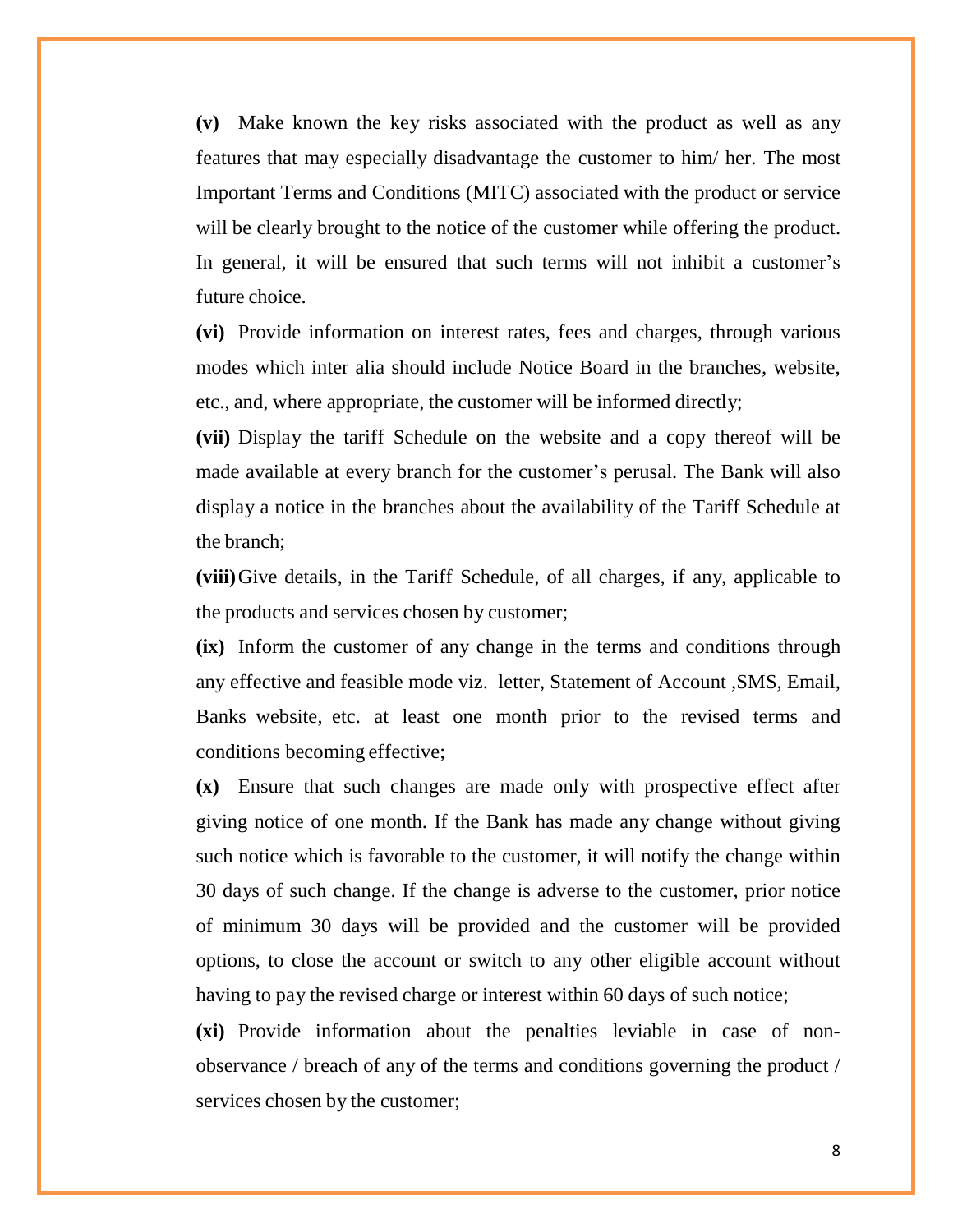**(v)** Make known the key risks associated with the product as well as any features that may especially disadvantage the customer to him/ her. The most Important Terms and Conditions (MITC) associated with the product or service will be clearly brought to the notice of the customer while offering the product. In general, it will be ensured that such terms will not inhibit a customer's future choice.

**(vi)** Provide information on interest rates, fees and charges, through various modes which inter alia should include Notice Board in the branches, website, etc., and, where appropriate, the customer will be informed directly;

**(vii)** Display the tariff Schedule on the website and a copy thereof will be made available at every branch for the customer's perusal. The Bank will also display a notice in the branches about the availability of the Tariff Schedule at the branch;

**(viii)** Give details, in the Tariff Schedule, of all charges, if any, applicable to the products and services chosen by customer;

**(ix)** Inform the customer of any change in the terms and conditions through any effective and feasible mode viz. letter, Statement of Account ,SMS, Email, Banks website, etc. at least one month prior to the revised terms and conditions becoming effective;

**(x)** Ensure that such changes are made only with prospective effect after giving notice of one month. If the Bank has made any change without giving such notice which is favorable to the customer, it will notify the change within 30 days of such change. If the change is adverse to the customer, prior notice of minimum 30 days will be provided and the customer will be provided options, to close the account or switch to any other eligible account without having to pay the revised charge or interest within 60 days of such notice;

**(xi)** Provide information about the penalties leviable in case of non-observance / breach of any of the terms and conditions governing the product / services chosen by the customer;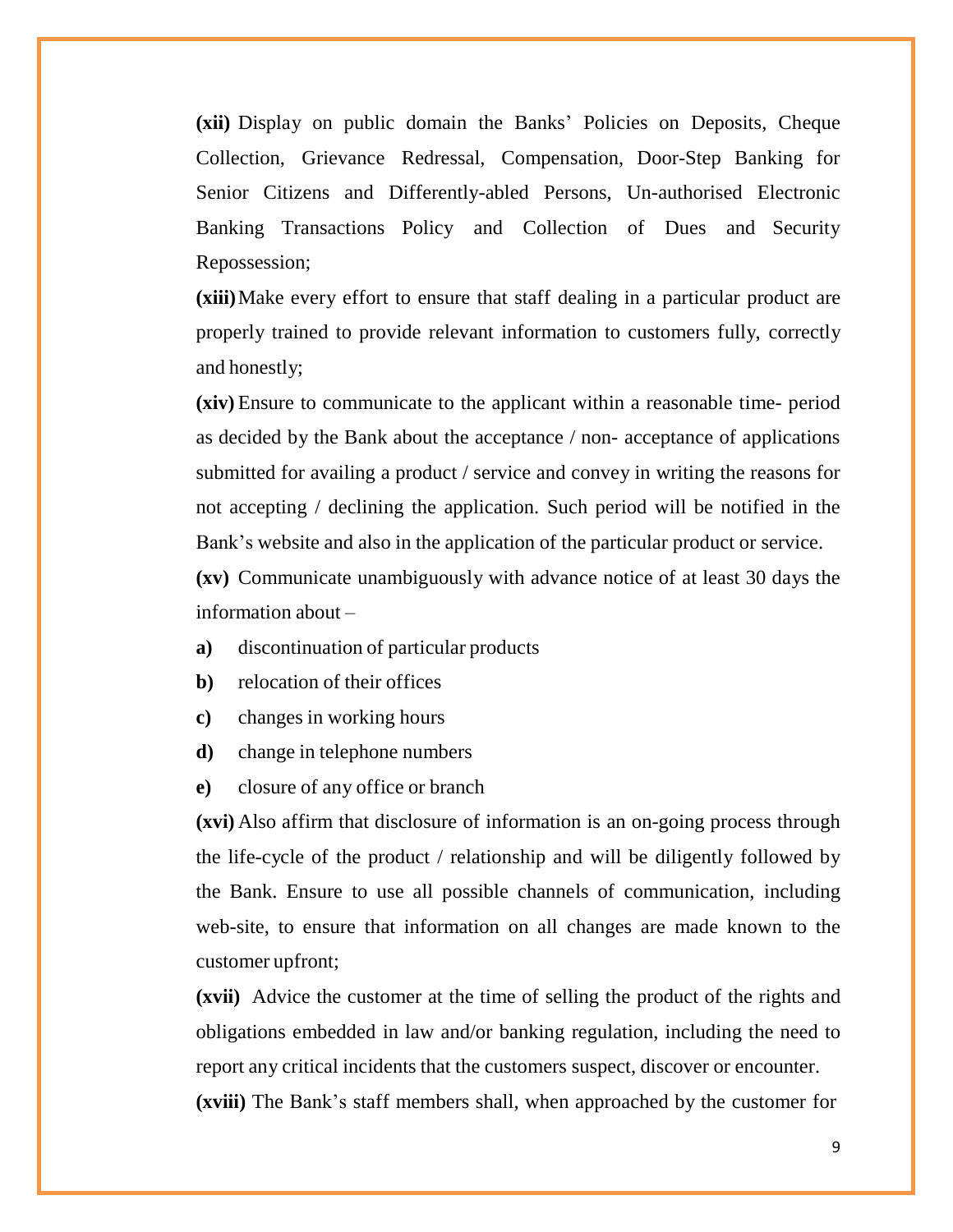**(xii)** Display on public domain the Banks' Policies on Deposits, Cheque Collection, Grievance Redressal, Compensation, Door-Step Banking for Senior Citizens and Differently-abled Persons, Un-authorised Electronic Banking Transactions Policy and Collection of Dues and Security Repossession;

**(xiii)** Make every effort to ensure that staff dealing in a particular product are properly trained to provide relevant information to customers fully, correctly and honestly;

**(xiv)** Ensure to communicate to the applicant within a reasonable time- period as decided by the Bank about the acceptance / non- acceptance of applications submitted for availing a product / service and convey in writing the reasons for not accepting / declining the application. Such period will be notified in the Bank's website and also in the application of the particular product or service.

**(xv)** Communicate unambiguously with advance notice of at least 30 days the information about –

**a)** discontinuation of particular products

**b)** relocation of their offices

**c)** changes in working hours

**d)** change in telephone numbers

**e)** closure of any office or branch

**(xvi)** Also affirm that disclosure of information is an on-going process through the life-cycle of the product / relationship and will be diligently followed by the Bank. Ensure to use all possible channels of communication, including web-site, to ensure that information on all changes are made known to the customer upfront;

**(xvii)** Advice the customer at the time of selling the product of the rights and obligations embedded in law and/or banking regulation, including the need to report any critical incidents that the customers suspect, discover or encounter.

**(xviii)** The Bank's staff members shall, when approached by the customer for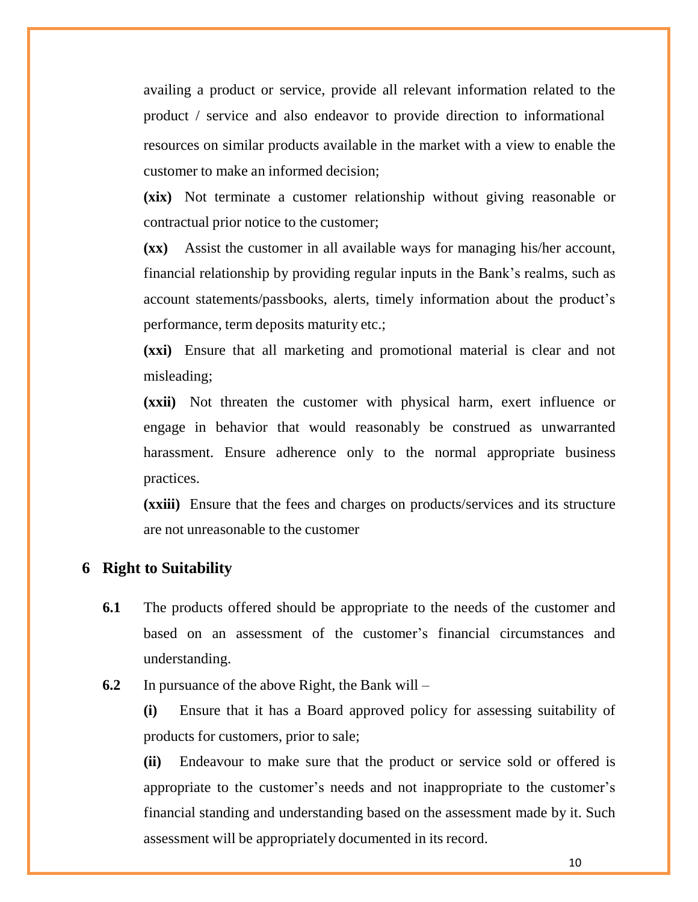availing a product or service, provide all relevant information related to the product / service and also endeavor to provide direction to informational resources on similar products available in the market with a view to enable the customer to make an informed decision;

**(xix)** Not terminate a customer relationship without giving reasonable or contractual prior notice to the customer;

**(xx)** Assist the customer in all available ways for managing his/her account, financial relationship by providing regular inputs in the Bank's realms, such as account statements/passbooks, alerts, timely information about the product's performance, term deposits maturity etc.;

**(xxi)** Ensure that all marketing and promotional material is clear and not misleading;

**(xxii)** Not threaten the customer with physical harm, exert influence or engage in behavior that would reasonably be construed as unwarranted harassment. Ensure adherence only to the normal appropriate business practices.

**(xxiii)** Ensure that the fees and charges on products/services and its structure are not unreasonable to the customer

## 6 Right to Suitability

**6.1** The products offered should be appropriate to the needs of the customer and based on an assessment of the customer's financial circumstances and understanding.

**6.2** In pursuance of the above Right, the Bank will –

**(i)** Ensure that it has a Board approved policy for assessing suitability of products for customers, prior to sale;

**(ii)** Endeavour to make sure that the product or service sold or offered is appropriate to the customer's needs and not inappropriate to the customer's financial standing and understanding based on the assessment made by it. Such assessment will be appropriately documented in its record.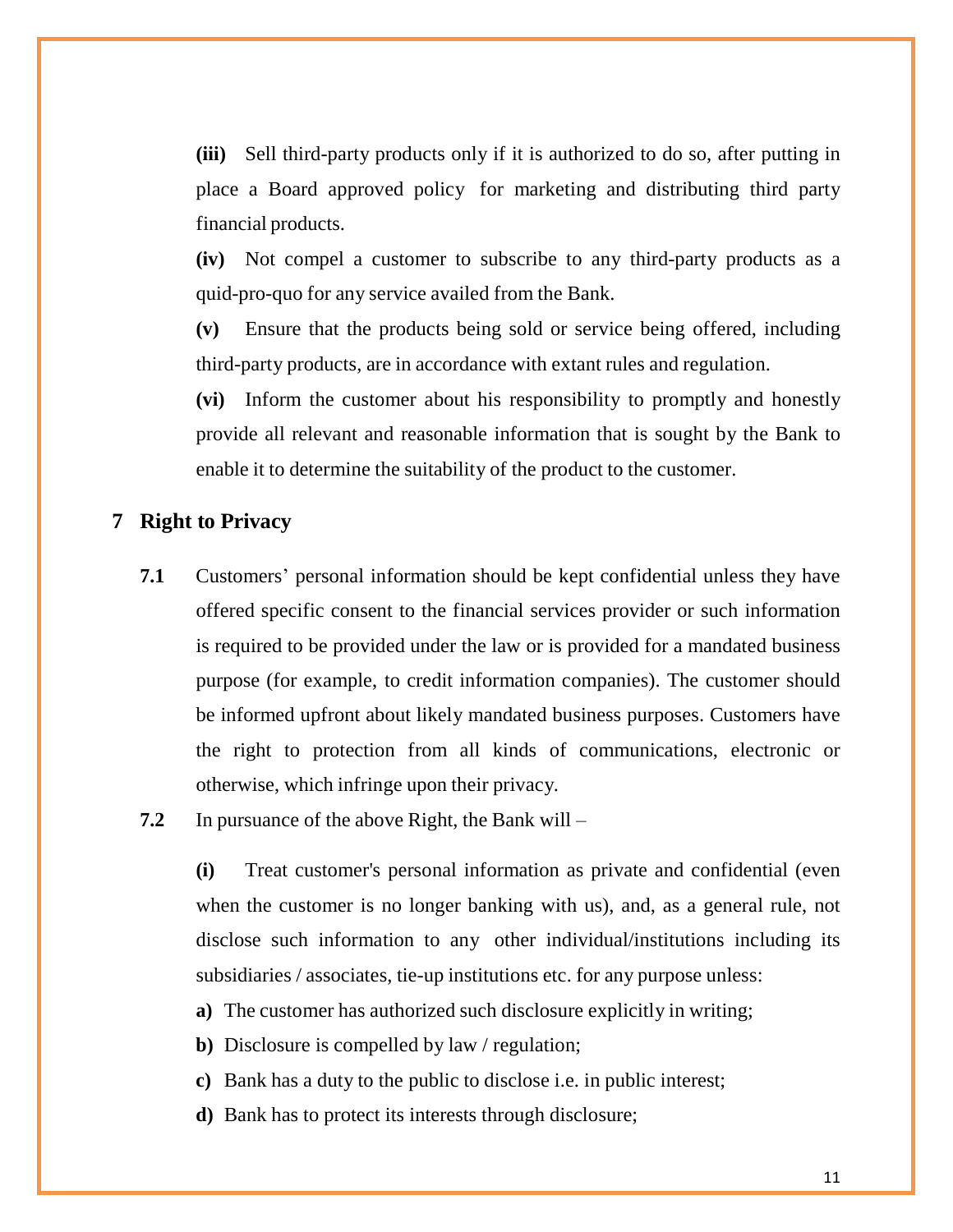**(iii)** Sell third-party products only if it is authorized to do so, after putting in place a Board approved policy for marketing and distributing third party financial products.

**(iv)** Not compel a customer to subscribe to any third-party products as a quid-pro-quo for any service availed from the Bank.

**(v)** Ensure that the products being sold or service being offered, including third-party products, are in accordance with extant rules and regulation.

**(vi)** Inform the customer about his responsibility to promptly and honestly provide all relevant and reasonable information that is sought by the Bank to enable it to determine the suitability of the product to the customer.

## 7 Right to Privacy

**7.1** Customers' personal information should be kept confidential unless they have offered specific consent to the financial services provider or such information is required to be provided under the law or is provided for a mandated business purpose (for example, to credit information companies). The customer should be informed upfront about likely mandated business purposes. Customers have the right to protection from all kinds of communications, electronic or otherwise, which infringe upon their privacy.

**7.2** In pursuance of the above Right, the Bank will –

**(i)** Treat customer's personal information as private and confidential (even when the customer is no longer banking with us), and, as a general rule, not disclose such information to any other individual/institutions including its subsidiaries / associates, tie-up institutions etc. for any purpose unless:

**a)** The customer has authorized such disclosure explicitly in writing;

**b)** Disclosure is compelled by law / regulation;

**c)** Bank has a duty to the public to disclose i.e. in public interest;

**d)** Bank has to protect its interests through disclosure;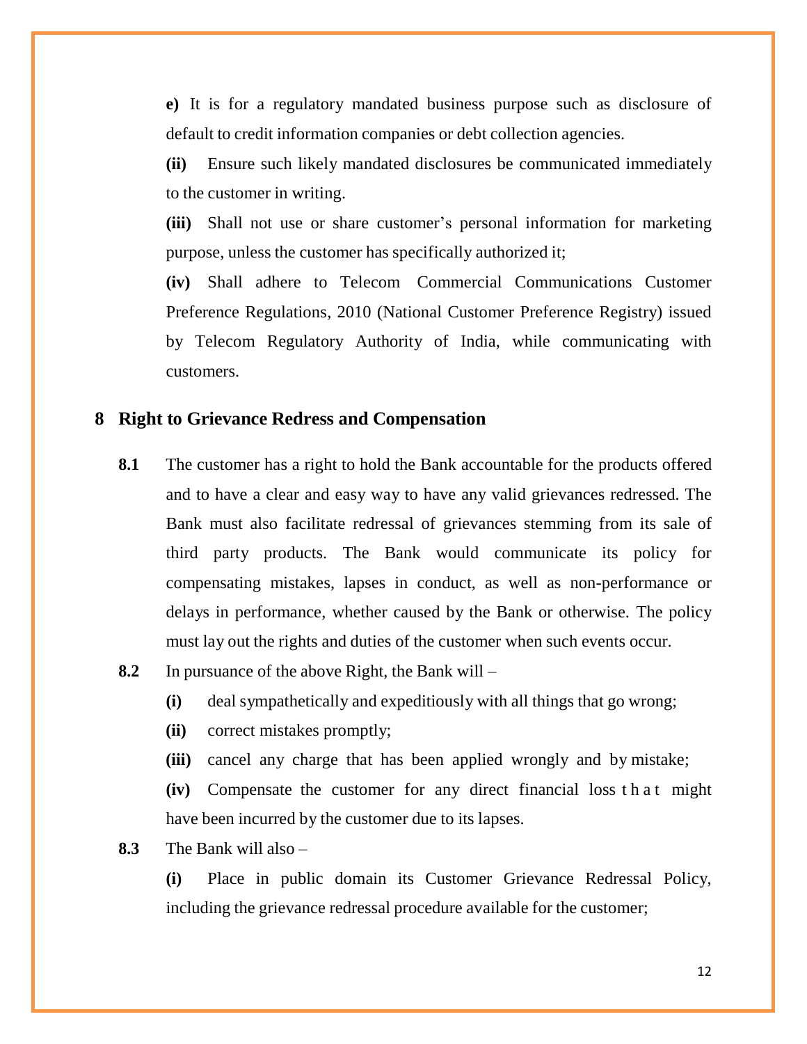**e)** It is for a regulatory mandated business purpose such as disclosure of default to credit information companies or debt collection agencies.

**(ii)** Ensure such likely mandated disclosures be communicated immediately to the customer in writing.

**(iii)** Shall not use or share customer's personal information for marketing purpose, unless the customer has specifically authorized it;

**(iv)** Shall adhere to Telecom Commercial Communications Customer Preference Regulations, 2010 (National Customer Preference Registry) issued by Telecom Regulatory Authority of India, while communicating with customers.

## 8 Right to Grievance Redress and Compensation

**8.1** The customer has a right to hold the Bank accountable for the products offered and to have a clear and easy way to have any valid grievances redressed. The Bank must also facilitate redressal of grievances stemming from its sale of third party products. The Bank would communicate its policy for compensating mistakes, lapses in conduct, as well as non-performance or delays in performance, whether caused by the Bank or otherwise. The policy must lay out the rights and duties of the customer when such events occur.

**8.2** In pursuance of the above Right, the Bank will –

**(i)** deal sympathetically and expeditiously with all things that go wrong;

**(ii)** correct mistakes promptly;

**(iii)** cancel any charge that has been applied wrongly and by mistake;

**(iv)** Compensate the customer for any direct financial loss that might have been incurred by the customer due to its lapses.

**8.3** The Bank will also –

**(i)** Place in public domain its Customer Grievance Redressal Policy, including the grievance redressal procedure available for the customer;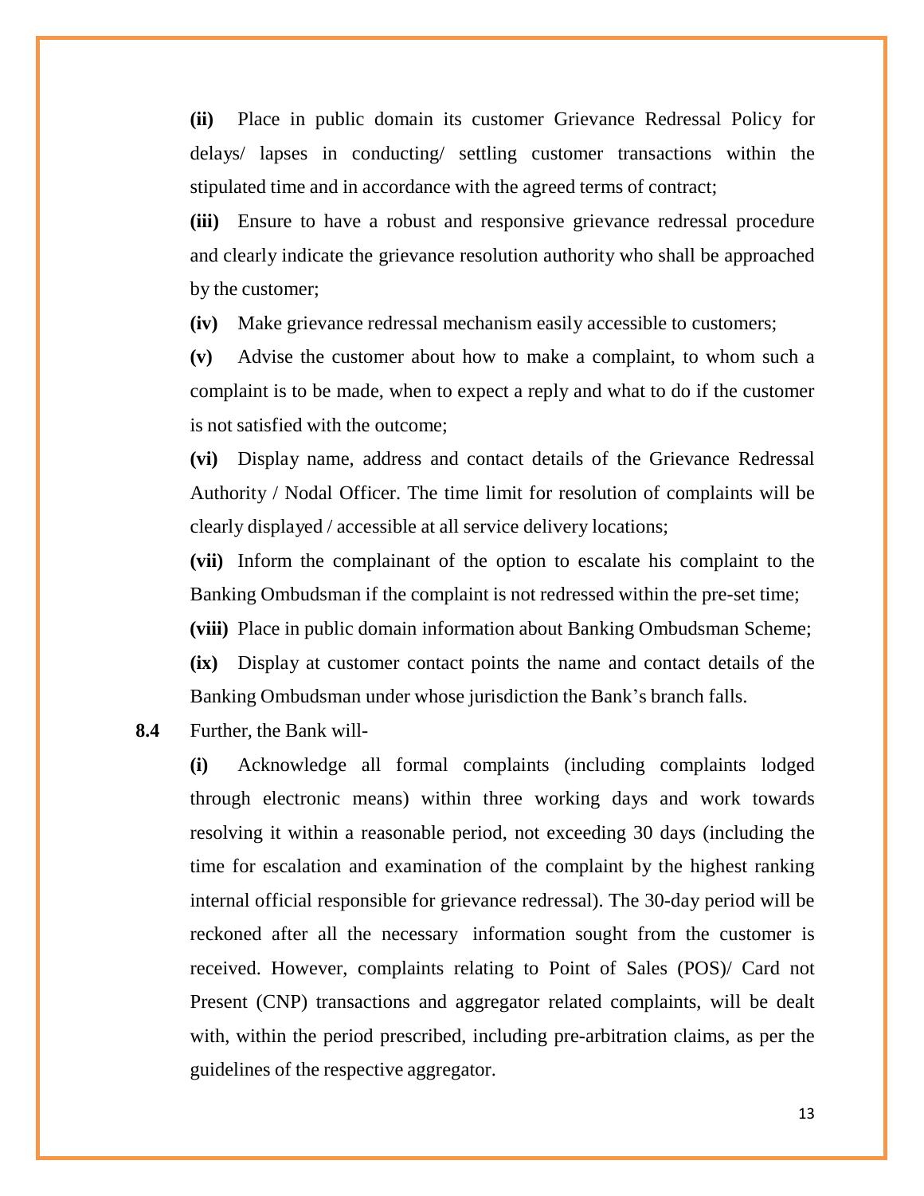**(ii)** Place in public domain its customer Grievance Redressal Policy for delays/ lapses in conducting/ settling customer transactions within the stipulated time and in accordance with the agreed terms of contract;

**(iii)** Ensure to have a robust and responsive grievance redressal procedure and clearly indicate the grievance resolution authority who shall be approached by the customer;

**(iv)** Make grievance redressal mechanism easily accessible to customers;

**(v)** Advise the customer about how to make a complaint, to whom such a complaint is to be made, when to expect a reply and what to do if the customer is not satisfied with the outcome;

**(vi)** Display name, address and contact details of the Grievance Redressal Authority / Nodal Officer. The time limit for resolution of complaints will be clearly displayed / accessible at all service delivery locations;

**(vii)** Inform the complainant of the option to escalate his complaint to the Banking Ombudsman if the complaint is not redressed within the pre-set time;

**(viii)** Place in public domain information about Banking Ombudsman Scheme;

**(ix)** Display at customer contact points the name and contact details of the Banking Ombudsman under whose jurisdiction the Bank's branch falls.

**8.4** Further, the Bank will-

**(i)** Acknowledge all formal complaints (including complaints lodged through electronic means) within three working days and work towards resolving it within a reasonable period, not exceeding 30 days (including the time for escalation and examination of the complaint by the highest ranking internal official responsible for grievance redressal). The 30-day period will be reckoned after all the necessary information sought from the customer is received. However, complaints relating to Point of Sales (POS)/ Card not Present (CNP) transactions and aggregator related complaints, will be dealt with, within the period prescribed, including pre-arbitration claims, as per the guidelines of the respective aggregator.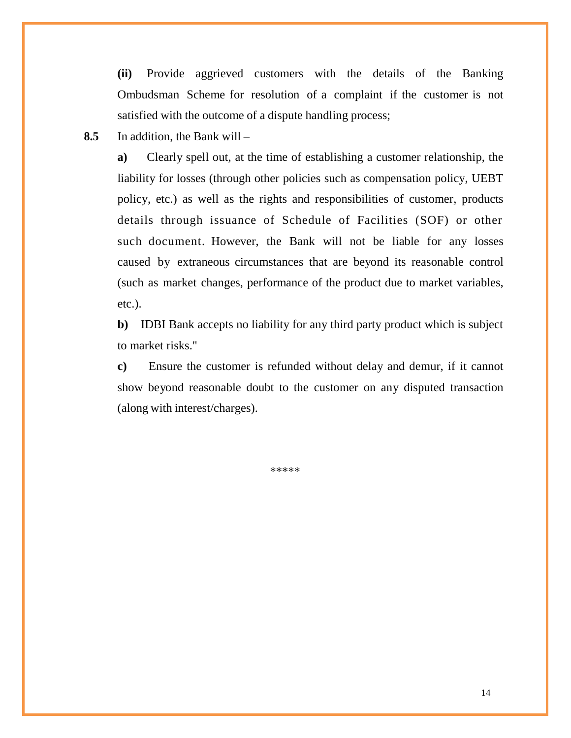**(ii)** Provide aggrieved customers with the details of the Banking Ombudsman Scheme for resolution of a complaint if the customer is not satisfied with the outcome of a dispute handling process;

**8.5** In addition, the Bank will –

**a)** Clearly spell out, at the time of establishing a customer relationship, the liability for losses (through other policies such as compensation policy, UEBT policy, etc.) as well as the rights and responsibilities of customer, products details through issuance of Schedule of Facilities (SOF) or other such document. However, the Bank will not be liable for any losses caused by extraneous circumstances that are beyond its reasonable control (such as market changes, performance of the product due to market variables, etc.).

**b)** IDBI Bank accepts no liability for any third party product which is subject to market risks."

**c)** Ensure the customer is refunded without delay and demur, if it cannot show beyond reasonable doubt to the customer on any disputed transaction (along with interest/charges).

*****